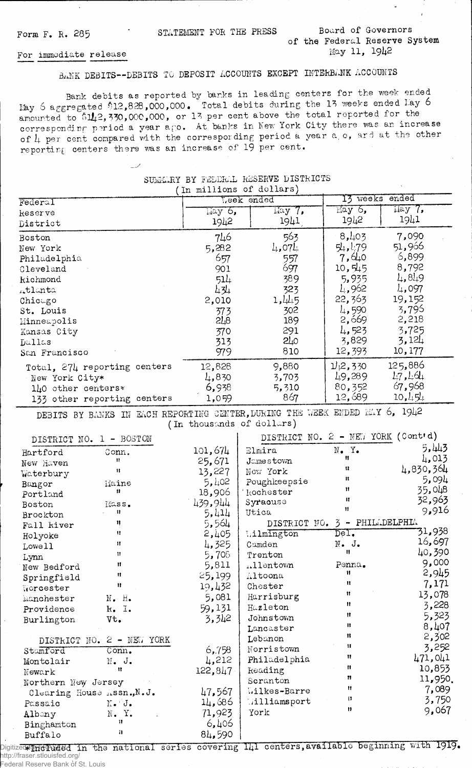Form F. R. 285

STATEMENT FOR THE PRESS

Board of Governors of the Federal Reserve System

May 11, 1942

For immediate release

# BANK DEBITS--DEBITS TO DEPOSIT ACCOUNTS EXCEPT INTERBANK ACCOUNTS

Bank debits as reported by banks in leading centers for the week ended May 6 aggregated $12,828,000,000. Total debits during the 13 weeks ended May 6 amounted to $142,330,000,000, or 13 per cent above the total reported for the corresponding period a year ago. At banks in New York City there was an increase of 4 per cent compared with the corresponding period a year ago, and at the other reporting centers there was an increase of 19 per cent.

## SUMMARY BY FEDERAL RESERVE DISTRICTS

(In millions of dollars)

| Federal Reserve District | Week ended May 6, 1942 | Week ended May 7, 1941 | 13 weeks ended May 6, 1942 | 13 weeks ended May 7, 1941 |
|---|---|---|---|---|
| Boston | 746 | 563 | 8,403 | 7,090 |
| New York | 5,282 | 4,074 | 54,479 | 51,966 |
| Philadelphia | 657 | 557 | 7,640 | 6,899 |
| Cleveland | 901 | 697 | 10,545 | 8,792 |
| Richmond | 514 | 389 | 5,935 | 4,849 |
| Atlanta | 434 | 323 | 4,962 | 4,097 |
| Chicago | 2,010 | 1,445 | 22,363 | 19,152 |
| St. Louis | 373 | 302 | 4,590 | 3,796 |
| Minneapolis | 248 | 189 | 2,669 | 2,218 |
| Kansas City | 370 | 291 | 4,523 | 3,725 |
| Dallas | 313 | 240 | 3,829 | 3,124 |
| San Francisco | 979 | 810 | 12,393 | 10,177 |
| Total, 274 reporting centers | 12,828 | 9,880 | 142,330 | 125,886 |
| New York City* | 4,830 | 3,703 | 49,289 | 47,464 |
| 140 other centers* | 6,938 | 5,310 | 80,352 | 67,968 |
| 133 other reporting centers | 1,059 | 867 | 12,689 | 10,454 |

## DEBITS BY BANKS IN EACH REPORTING CENTER, DURING THE WEEK ENDED MAY 6, 1942

(In thousands of dollars)

### DISTRICT NO. 1 - BOSTON

| Center | State | Debits |
|---|---|---|
| Hartford | Conn. | 101,674 |
| New Haven | " | 25,671 |
| Waterbury | " | 13,227 |
| Bangor | Maine | 5,402 |
| Portland | " | 18,906 |
| Boston | Mass. | 439,944 |
| Brockton | " | 5,414 |
| Fall River | " | 5,564 |
| Holyoke | " | 2,405 |
| Lowell | " | 4,325 |
| Lynn | " | 5,705 |
| New Bedford | " | 5,811 |
| Springfield | " | 25,199 |
| Worcester | " | 19,432 |
| Manchester | N. H. | 5,081 |
| Providence | R. I. | 59,131 |
| Burlington | Vt. | 3,342 |

### DISTRICT NO. 2 - NEW YORK

| Center | State | Debits |
|---|---|---|
| Stamford | Conn. | 6,758 |
| Montclair | N. J. | 4,212 |
| Newark | " | 122,847 |
| Northern New Jersey Clearing House Assn., N.J. | | 47,567 |
| Passaic | N. J. | 14,686 |
| Albany | N. Y. | 71,923 |
| Binghamton | " | 6,406 |
| Buffalo | " | 84,590 |
| Elmira | N. Y. | 5,443 |
| Jamestown | " | 4,013 |
| New York | " | 4,830,364 |
| Poughkeepsie | " | 5,094 |
| Rochester | " | 35,048 |
| Syracuse | " | 32,963 |
| Utica | " | 9,916 |

### DISTRICT NO. 3 - PHILADELPHIA

| Center | State | Debits |
|---|---|---|
| Wilmington | Del. | 31,938 |
| Camden | N. J. | 16,697 |
| Trenton | " | 40,390 |
| Allentown | Penna. | 9,000 |
| Altoona | " | 2,945 |
| Chester | " | 7,171 |
| Harrisburg | " | 13,078 |
| Hazleton | " | 3,228 |
| Johnstown | " | 5,323 |
| Lancaster | " | 8,407 |
| Lebanon | " | 2,302 |
| Norristown | " | 3,252 |
| Philadelphia | " | 471,041 |
| Reading | " | 10,853 |
| Scranton | " | 11,950 |
| Wilkes-Barre | " | 7,089 |
| Williamsport | " | 3,750 |
| York | " | 9,067 |

*Included in the national series covering 141 centers, available beginning with 1919.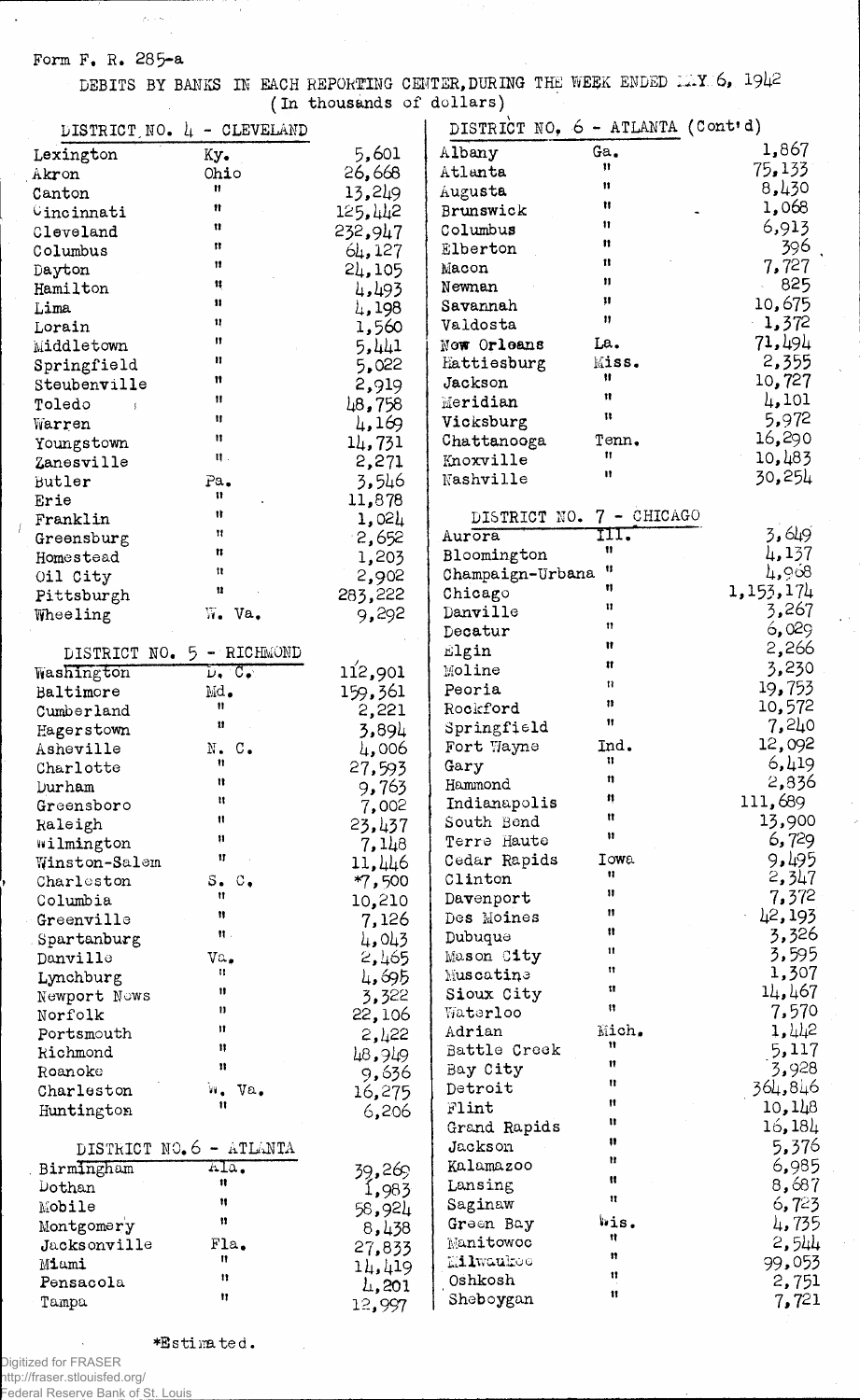Form F. R. 285-a

DEBITS BY BANKS IN EACH REPORTING CENTER, DURING THE WEEK ENDED MAY 6, 1942
(In thousands of dollars)

| DISTRICT NO. 4 - CLEVELAND | | |
|---|---|---|
| Lexington | Ky. | 5,601 |
| Akron | Ohio | 26,668 |
| Canton | " | 13,249 |
| Cincinnati | " | 125,442 |
| Cleveland | " | 232,947 |
| Columbus | " | 64,127 |
| Dayton | " | 24,105 |
| Hamilton | " | 4,493 |
| Lima | " | 4,198 |
| Lorain | " | 1,560 |
| Middletown | " | 5,441 |
| Springfield | " | 5,022 |
| Steubenville | " | 2,919 |
| Toledo | " | 48,758 |
| Warren | " | 4,169 |
| Youngstown | " | 14,731 |
| Zanesville | " | 2,271 |
| Butler | Pa. | 3,546 |
| Erie | " | 11,878 |
| Franklin | " | 1,024 |
| Greensburg | " | 2,652 |
| Homestead | " | 1,203 |
| Oil City | " | 2,902 |
| Pittsburgh | " | 283,222 |
| Wheeling | W. Va. | 9,292 |

| DISTRICT NO. 5 - RICHMOND | | |
|---|---|---|
| Washington | D. C. | 112,901 |
| Baltimore | Md. | 159,361 |
| Cumberland | " | 2,221 |
| Hagerstown | " | 3,894 |
| Asheville | N. C. | 4,006 |
| Charlotte | " | 27,593 |
| Durham | " | 9,763 |
| Greensboro | " | 7,002 |
| Raleigh | " | 23,437 |
| Wilmington | " | 7,148 |
| Winston-Salem | " | 11,446 |
| Charleston | S. C. | *7,500 |
| Columbia | " | 10,210 |
| Greenville | " | 7,126 |
| Spartanburg | " | 4,043 |
| Danville | Va. | 2,465 |
| Lynchburg | " | 4,695 |
| Newport News | " | 3,322 |
| Norfolk | " | 22,106 |
| Portsmouth | " | 2,422 |
| Richmond | " | 48,949 |
| Roanoke | " | 9,636 |
| Charleston | W. Va. | 16,275 |
| Huntington | " | 6,206 |

| DISTRICT NO. 6 - ATLANTA | | |
|---|---|---|
| Birmingham | Ala. | 39,269 |
| Dothan | " | 1,983 |
| Mobile | " | 58,924 |
| Montgomery | " | 8,438 |
| Jacksonville | Fla. | 27,833 |
| Miami | " | 14,419 |
| Pensacola | " | 4,201 |
| Tampa | " | 12,997 |

| DISTRICT NO. 6 - ATLANTA (Cont'd) | | |
|---|---|---|
| Albany | Ga. | 1,867 |
| Atlanta | " | 75,133 |
| Augusta | " | 8,430 |
| Brunswick | " | 1,068 |
| Columbus | " | 6,913 |
| Elberton | " | 396 |
| Macon | " | 7,727 |
| Newnan | " | 825 |
| Savannah | " | 10,675 |
| Valdosta | " | 1,372 |
| New Orleans | La. | 71,494 |
| Hattiesburg | Miss. | 2,355 |
| Jackson | " | 10,727 |
| Meridian | " | 4,101 |
| Vicksburg | " | 5,972 |
| Chattanooga | Tenn. | 16,290 |
| Knoxville | " | 10,483 |
| Nashville | " | 30,254 |

| DISTRICT NO. 7 - CHICAGO | | |
|---|---|---|
| Aurora | Ill. | 3,649 |
| Bloomington | " | 4,137 |
| Champaign-Urbana | " | 4,968 |
| Chicago | " | 1,153,174 |
| Danville | " | 3,267 |
| Decatur | " | 6,029 |
| Elgin | " | 2,266 |
| Moline | " | 3,230 |
| Peoria | " | 19,753 |
| Rockford | " | 10,572 |
| Springfield | " | 7,240 |
| Fort Wayne | Ind. | 12,092 |
| Gary | " | 6,419 |
| Hammond | " | 2,836 |
| Indianapolis | " | 111,689 |
| South Bend | " | 13,900 |
| Terre Haute | " | 6,729 |
| Cedar Rapids | Iowa | 9,495 |
| Clinton | " | 2,347 |
| Davenport | " | 7,372 |
| Des Moines | " | 42,193 |
| Dubuque | " | 3,326 |
| Mason City | " | 3,595 |
| Muscatine | " | 1,307 |
| Sioux City | " | 14,467 |
| Waterloo | " | 7,570 |
| Adrian | Mich. | 1,442 |
| Battle Creek | " | 5,117 |
| Bay City | " | 3,928 |
| Detroit | " | 364,846 |
| Flint | " | 10,148 |
| Grand Rapids | " | 16,184 |
| Jackson | " | 5,376 |
| Kalamazoo | " | 6,985 |
| Lansing | " | 8,687 |
| Saginaw | " | 6,723 |
| Green Bay | Wis. | 4,735 |
| Manitowoc | " | 2,544 |
| Milwaukee | " | 99,053 |
| Oshkosh | " | 2,751 |
| Sheboygan | " | 7,721 |

*Estimated.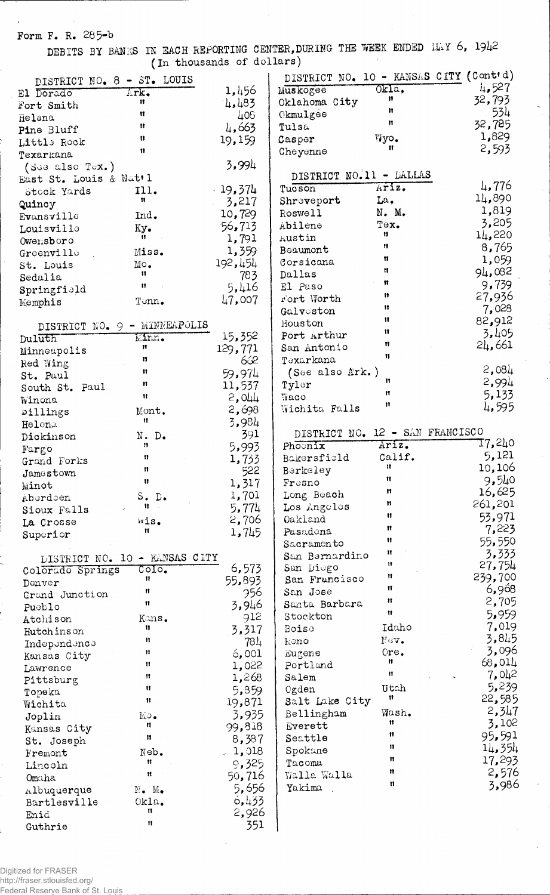Form F. R. 285-b

DEBITS BY BANKS IN EACH REPORTING CENTER, DURING THE WEEK ENDED MAY 6, 1942
(In thousands of dollars)

## DISTRICT NO. 8 - ST. LOUIS

| | | |
|---|---|---|
| El Dorado | Ark. | 1,456 |
| Fort Smith | " | 4,483 |
| Helena | " | 405 |
| Pine Bluff | " | 4,663 |
| Little Rock | " | 19,159 |
| Texarkana (See also Tex.) | " | 3,994 |
| East St. Louis & Nat'l Stock Yards | Ill. | 19,374 |
| Quincy | " | 3,217 |
| Evansville | Ind. | 10,729 |
| Louisville | Ky. | 56,713 |
| Owensboro | " | 1,791 |
| Greenville | Miss. | 1,359 |
| St. Louis | Mo. | 192,454 |
| Sedalia | " | 783 |
| Springfield | " | 5,416 |
| Memphis | Tenn. | 47,007 |

## DISTRICT NO. 9 - MINNEAPOLIS

| | | |
|---|---|---|
| Duluth | Minn. | 15,352 |
| Minneapolis | " | 129,771 |
| Red Wing | " | 662 |
| St. Paul | " | 59,974 |
| South St. Paul | " | 11,537 |
| Winona | " | 2,044 |
| Billings | Mont. | 2,698 |
| Helena | " | 3,984 |
| Dickinson | N. D. | 391 |
| Fargo | " | 5,993 |
| Grand Forks | " | 1,733 |
| Jamestown | " | 522 |
| Minot | " | 1,317 |
| Aberdeen | S. D. | 1,701 |
| Sioux Falls | " | 5,774 |
| La Crosse | Wis. | 2,706 |
| Superior | " | 1,745 |

## DISTRICT NO. 10 - KANSAS CITY

| | | |
|---|---|---|
| Colorado Springs | Colo. | 6,573 |
| Denver | " | 55,893 |
| Grand Junction | " | 956 |
| Pueblo | " | 3,946 |
| Atchison | Kans. | 912 |
| Hutchinson | " | 3,317 |
| Independence | " | 784 |
| Kansas City | " | 6,001 |
| Lawrence | " | 1,022 |
| Pittsburg | " | 1,268 |
| Topeka | " | 5,359 |
| Wichita | " | 19,871 |
| Joplin | Mo. | 3,935 |
| Kansas City | " | 99,818 |
| St. Joseph | " | 8,387 |
| Fremont | Neb. | 1,018 |
| Lincoln | " | 9,325 |
| Omaha | " | 50,716 |
| Albuquerque | N. M. | 5,656 |
| Bartlesville | Okla. | 6,433 |
| Enid | " | 2,926 |
| Guthrie | " | 351 |

## DISTRICT NO. 10 - KANSAS CITY (Cont'd)

| | | |
|---|---|---|
| Muskogee | Okla. | 4,527 |
| Oklahoma City | " | 32,793 |
| Okmulgee | " | 534 |
| Tulsa | " | 32,785 |
| Casper | Wyo. | 1,829 |
| Cheyenne | " | 2,593 |

## DISTRICT NO. 11 - DALLAS

| | | |
|---|---|---|
| Tucson | Ariz. | 4,776 |
| Shreveport | La. | 14,890 |
| Roswell | N. M. | 1,819 |
| Abilene | Tex. | 3,205 |
| Austin | " | 14,220 |
| Beaumont | " | 8,765 |
| Corsicana | " | 1,059 |
| Dallas | " | 94,082 |
| El Paso | " | 9,739 |
| Fort Worth | " | 27,936 |
| Galveston | " | 7,028 |
| Houston | " | 82,912 |
| Port Arthur | " | 3,405 |
| San Antonio | " | 24,661 |
| Texarkana (See also Ark.) | " | 2,084 |
| Tyler | " | 2,994 |
| Waco | " | 5,133 |
| Wichita Falls | " | 4,595 |

## DISTRICT NO. 12 - SAN FRANCISCO

| | | |
|---|---|---|
| Phoenix | Ariz. | 17,240 |
| Bakersfield | Calif. | 5,121 |
| Berkeley | " | 10,106 |
| Fresno | " | 9,540 |
| Long Beach | " | 16,625 |
| Los Angeles | " | 261,201 |
| Oakland | " | 53,971 |
| Pasadena | " | 7,223 |
| Sacramento | " | 55,550 |
| San Bernardino | " | 3,333 |
| San Diego | " | 27,754 |
| San Francisco | " | 239,700 |
| San Jose | " | 6,968 |
| Santa Barbara | " | 2,705 |
| Stockton | " | 5,959 |
| Boise | Idaho | 7,019 |
| Reno | Nev. | 3,845 |
| Eugene | Ore. | 3,096 |
| Portland | " | 68,014 |
| Salem | " | 7,042 |
| Ogden | Utah | 5,239 |
| Salt Lake City | " | 22,585 |
| Bellingham | Wash. | 2,347 |
| Everett | " | 3,102 |
| Seattle | " | 95,591 |
| Spokane | " | 14,354 |
| Tacoma | " | 17,293 |
| Walla Walla | " | 2,576 |
| Yakima | " | 3,986 |

Digitized for FRASER
http://fraser.stlouisfed.org/
Federal Reserve Bank of St. Louis